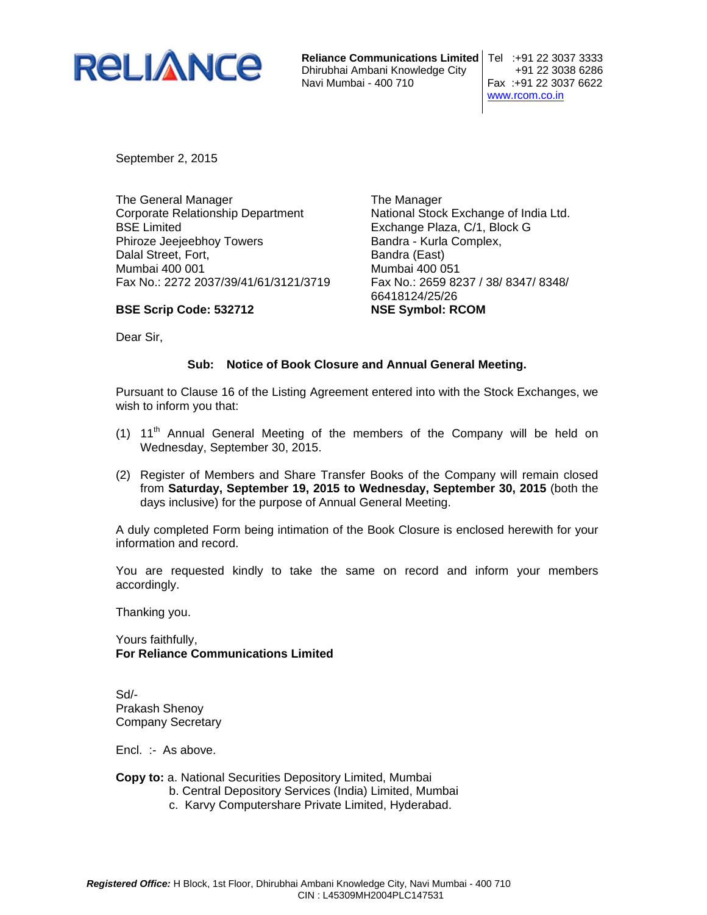**RELIANCE**

**Reliance Communications Limited**
Dhirubhai Ambani Knowledge City
Navi Mumbai - 400 710

Tel :+91 22 3037 3333
+91 22 3038 6286
Fax :+91 22 3037 6622
www.rcom.co.in

September 2, 2015

The General Manager
Corporate Relationship Department
BSE Limited
Phiroze Jeejeebhoy Towers
Dalal Street, Fort,
Mumbai 400 001
Fax No.: 2272 2037/39/41/61/3121/3719

**BSE Scrip Code: 532712**

The Manager
National Stock Exchange of India Ltd.
Exchange Plaza, C/1, Block G
Bandra - Kurla Complex,
Bandra (East)
Mumbai 400 051
Fax No.: 2659 8237 / 38/ 8347/ 8348/ 66418124/25/26

**NSE Symbol: RCOM**

Dear Sir,

**Sub: Notice of Book Closure and Annual General Meeting.**

Pursuant to Clause 16 of the Listing Agreement entered into with the Stock Exchanges, we wish to inform you that:

(1) 11th Annual General Meeting of the members of the Company will be held on Wednesday, September 30, 2015.

(2) Register of Members and Share Transfer Books of the Company will remain closed from **Saturday, September 19, 2015 to Wednesday, September 30, 2015** (both the days inclusive) for the purpose of Annual General Meeting.

A duly completed Form being intimation of the Book Closure is enclosed herewith for your information and record.

You are requested kindly to take the same on record and inform your members accordingly.

Thanking you.

Yours faithfully,
**For Reliance Communications Limited**

Sd/-
Prakash Shenoy
Company Secretary

Encl. :- As above.

**Copy to:** a. National Securities Depository Limited, Mumbai
b. Central Depository Services (India) Limited, Mumbai
c. Karvy Computershare Private Limited, Hyderabad.

***Registered Office:*** H Block, 1st Floor, Dhirubhai Ambani Knowledge City, Navi Mumbai - 400 710
CIN : L45309MH2004PLC147531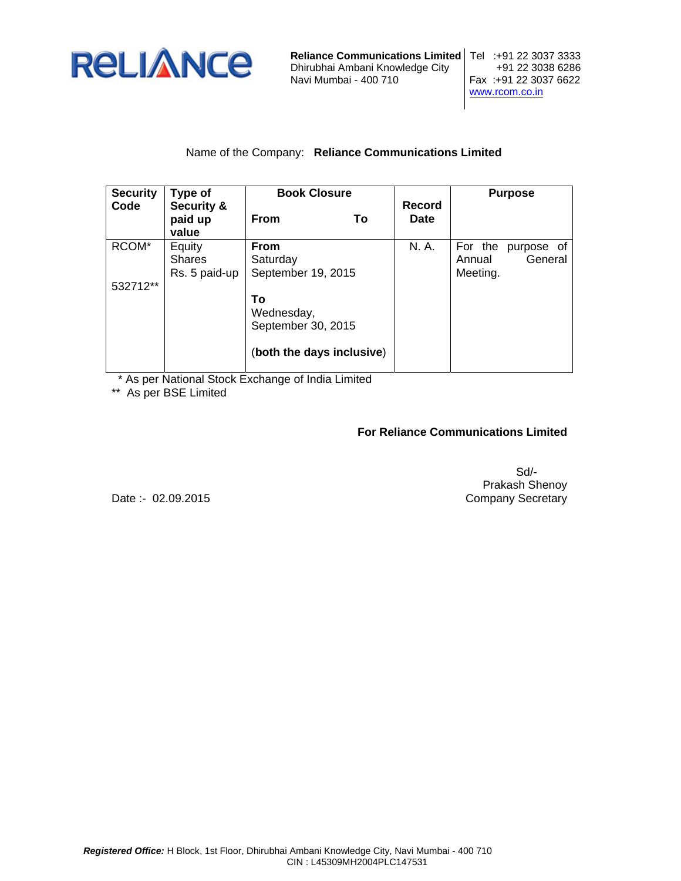**Reliance Communications Limited**
Dhirubhai Ambani Knowledge City
Navi Mumbai - 400 710

Tel :+91 22 3037 3333
+91 22 3038 6286
Fax :+91 22 3037 6622
www.rcom.co.in

Name of the Company: **Reliance Communications Limited**

| **Security Code** | **Type of Security & paid up value** | **Book Closure From To** | **Record Date** | **Purpose** |
|---|---|---|---|---|
| RCOM*<br><br>532712** | Equity Shares Rs. 5 paid-up | **From**<br>Saturday<br>September 19, 2015<br><br>**To**<br>Wednesday,<br>September 30, 2015<br><br>(**both the days inclusive**) | N. A. | For the purpose of Annual General Meeting. |

\* As per National Stock Exchange of India Limited
** As per BSE Limited

**For Reliance Communications Limited**

Sd/-
Prakash Shenoy
Company Secretary

Date :- 02.09.2015

***Registered Office:*** H Block, 1st Floor, Dhirubhai Ambani Knowledge City, Navi Mumbai - 400 710
CIN : L45309MH2004PLC147531